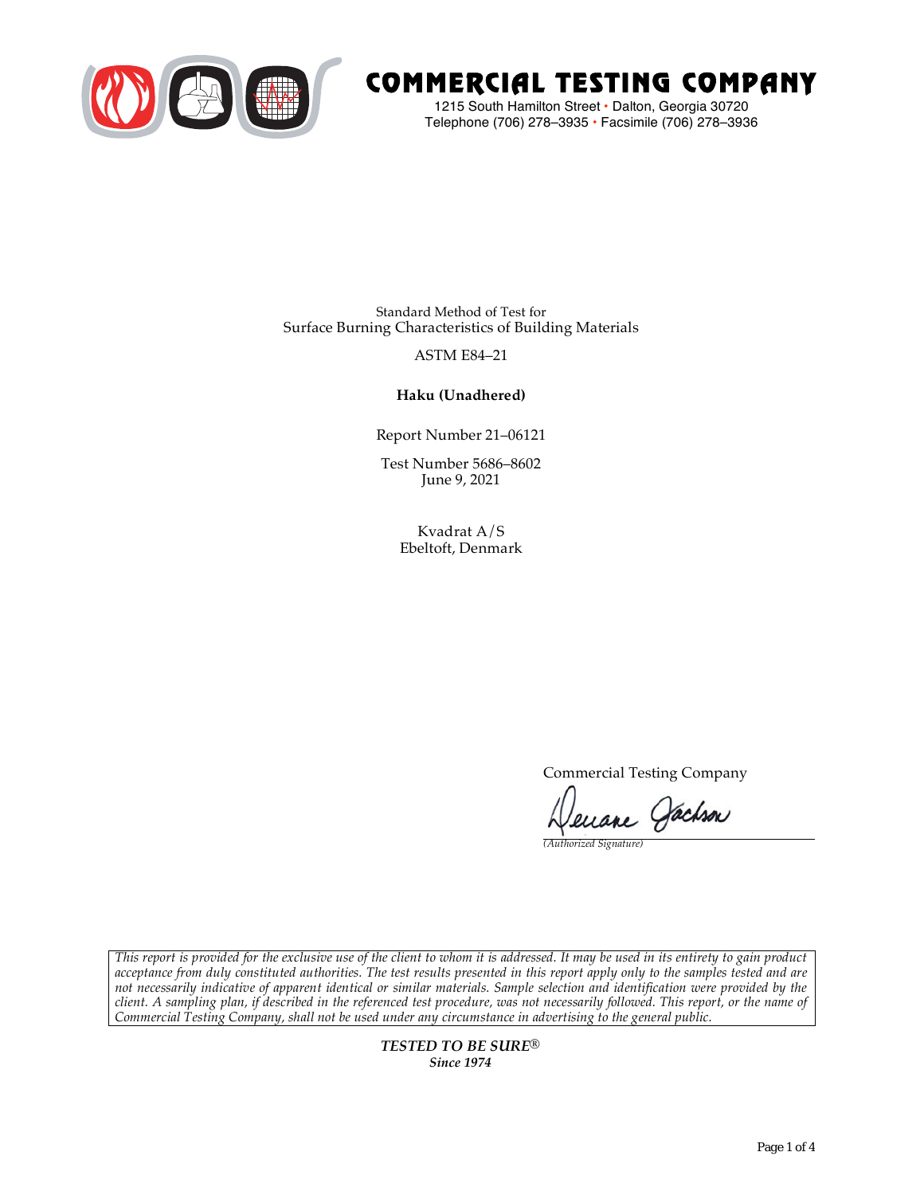# COMMERCIAL TESTING COMPANY

1215 South Hamilton Street • Dalton, Georgia 30720
Telephone (706) 278–3935 • Facsimile (706) 278–3936

Standard Method of Test for
Surface Burning Characteristics of Building Materials

ASTM E84–21

**Haku (Unadhered)**

Report Number 21–06121

Test Number 5686–8602
June 9, 2021

Kvadrat A/S
Ebeltoft, Denmark

Commercial Testing Company

Deuane Jackson
*(Authorized Signature)*

*This report is provided for the exclusive use of the client to whom it is addressed. It may be used in its entirety to gain product acceptance from duly constituted authorities. The test results presented in this report apply only to the samples tested and are not necessarily indicative of apparent identical or similar materials. Sample selection and identification were provided by the client. A sampling plan, if described in the referenced test procedure, was not necessarily followed. This report, or the name of Commercial Testing Company, shall not be used under any circumstance in advertising to the general public.*

***TESTED TO BE SURE®***
***Since 1974***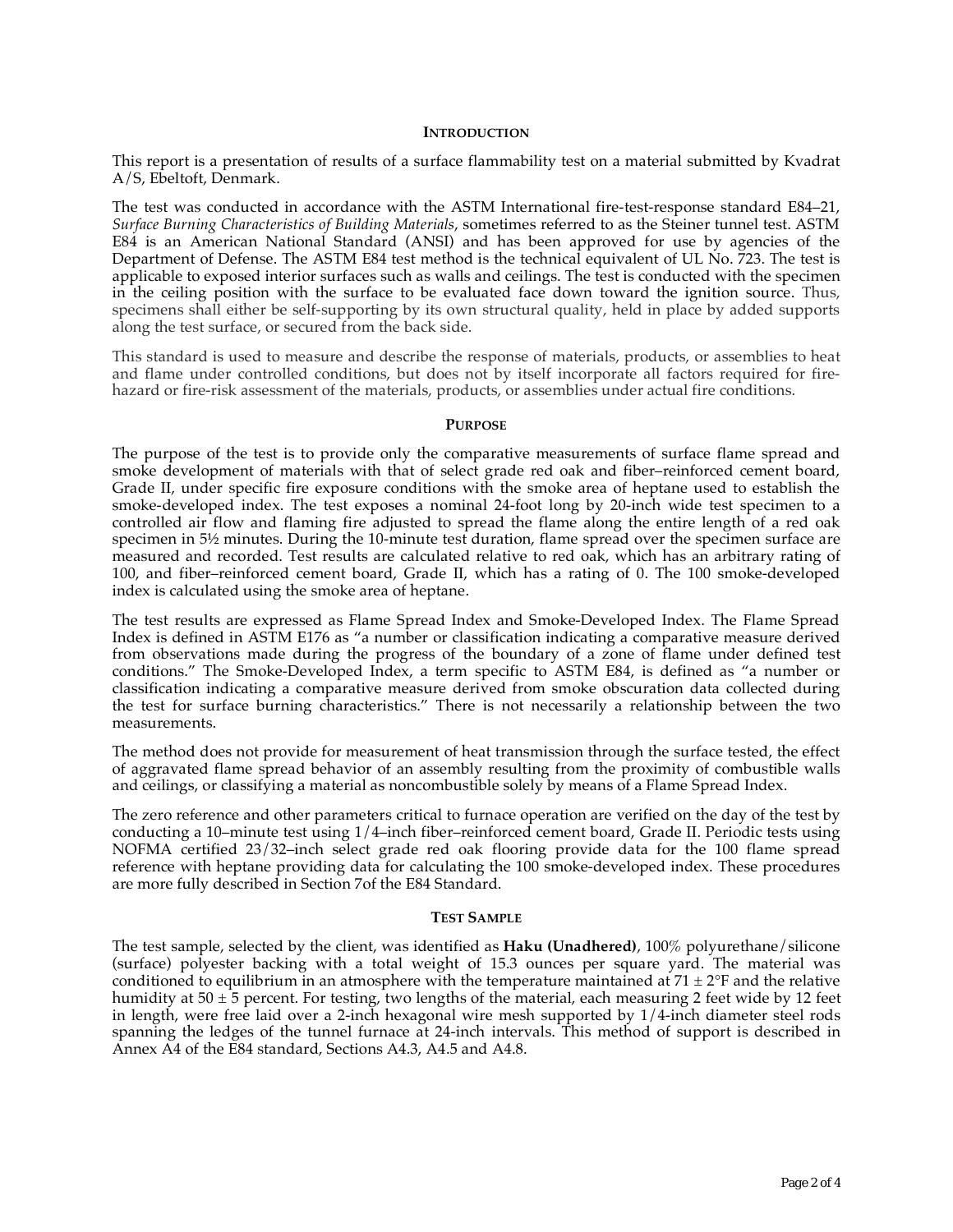## INTRODUCTION

This report is a presentation of results of a surface flammability test on a material submitted by Kvadrat A/S, Ebeltoft, Denmark.

The test was conducted in accordance with the ASTM International fire-test-response standard E84–21, *Surface Burning Characteristics of Building Materials*, sometimes referred to as the Steiner tunnel test. ASTM E84 is an American National Standard (ANSI) and has been approved for use by agencies of the Department of Defense. The ASTM E84 test method is the technical equivalent of UL No. 723. The test is applicable to exposed interior surfaces such as walls and ceilings. The test is conducted with the specimen in the ceiling position with the surface to be evaluated face down toward the ignition source. Thus, specimens shall either be self-supporting by its own structural quality, held in place by added supports along the test surface, or secured from the back side.

This standard is used to measure and describe the response of materials, products, or assemblies to heat and flame under controlled conditions, but does not by itself incorporate all factors required for fire-hazard or fire-risk assessment of the materials, products, or assemblies under actual fire conditions.

## PURPOSE

The purpose of the test is to provide only the comparative measurements of surface flame spread and smoke development of materials with that of select grade red oak and fiber–reinforced cement board, Grade II, under specific fire exposure conditions with the smoke area of heptane used to establish the smoke-developed index. The test exposes a nominal 24-foot long by 20-inch wide test specimen to a controlled air flow and flaming fire adjusted to spread the flame along the entire length of a red oak specimen in 5½ minutes. During the 10-minute test duration, flame spread over the specimen surface are measured and recorded. Test results are calculated relative to red oak, which has an arbitrary rating of 100, and fiber–reinforced cement board, Grade II, which has a rating of 0. The 100 smoke-developed index is calculated using the smoke area of heptane.

The test results are expressed as Flame Spread Index and Smoke-Developed Index. The Flame Spread Index is defined in ASTM E176 as "a number or classification indicating a comparative measure derived from observations made during the progress of the boundary of a zone of flame under defined test conditions." The Smoke-Developed Index, a term specific to ASTM E84, is defined as "a number or classification indicating a comparative measure derived from smoke obscuration data collected during the test for surface burning characteristics." There is not necessarily a relationship between the two measurements.

The method does not provide for measurement of heat transmission through the surface tested, the effect of aggravated flame spread behavior of an assembly resulting from the proximity of combustible walls and ceilings, or classifying a material as noncombustible solely by means of a Flame Spread Index.

The zero reference and other parameters critical to furnace operation are verified on the day of the test by conducting a 10–minute test using 1/4–inch fiber–reinforced cement board, Grade II. Periodic tests using NOFMA certified 23/32–inch select grade red oak flooring provide data for the 100 flame spread reference with heptane providing data for calculating the 100 smoke-developed index. These procedures are more fully described in Section 7of the E84 Standard.

## TEST SAMPLE

The test sample, selected by the client, was identified as **Haku (Unadhered)**, 100% polyurethane/silicone (surface) polyester backing with a total weight of 15.3 ounces per square yard. The material was conditioned to equilibrium in an atmosphere with the temperature maintained at 71 ± 2°F and the relative humidity at 50 ± 5 percent. For testing, two lengths of the material, each measuring 2 feet wide by 12 feet in length, were free laid over a 2-inch hexagonal wire mesh supported by 1/4-inch diameter steel rods spanning the ledges of the tunnel furnace at 24-inch intervals. This method of support is described in Annex A4 of the E84 standard, Sections A4.3, A4.5 and A4.8.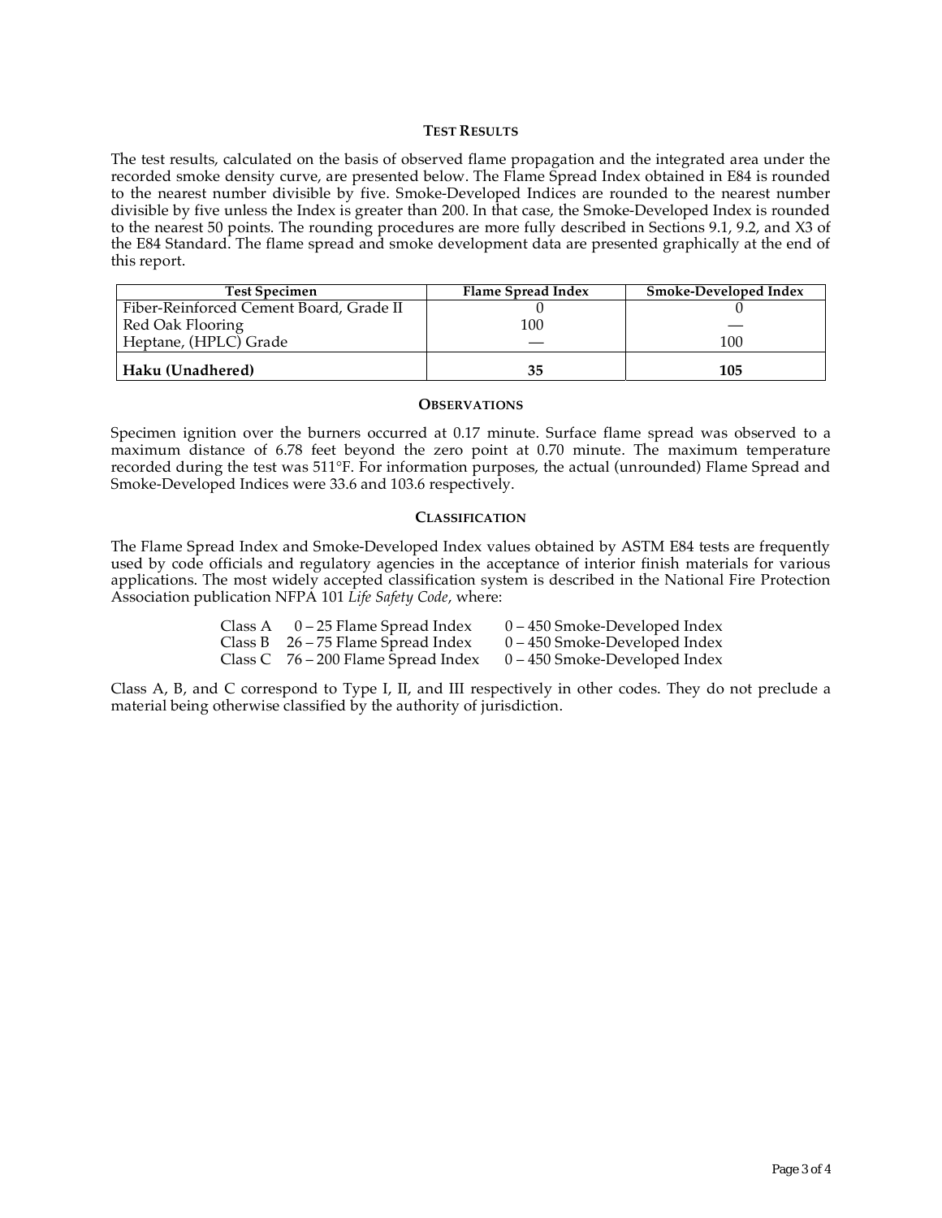## TEST RESULTS

The test results, calculated on the basis of observed flame propagation and the integrated area under the recorded smoke density curve, are presented below. The Flame Spread Index obtained in E84 is rounded to the nearest number divisible by five. Smoke-Developed Indices are rounded to the nearest number divisible by five unless the Index is greater than 200. In that case, the Smoke-Developed Index is rounded to the nearest 50 points. The rounding procedures are more fully described in Sections 9.1, 9.2, and X3 of the E84 Standard. The flame spread and smoke development data are presented graphically at the end of this report.

| Test Specimen | Flame Spread Index | Smoke-Developed Index |
|---|---|---|
| Fiber-Reinforced Cement Board, Grade II | 0 | 0 |
| Red Oak Flooring | 100 | — |
| Heptane, (HPLC) Grade | — | 100 |
| **Haku (Unadhered)** | **35** | **105** |

## OBSERVATIONS

Specimen ignition over the burners occurred at 0.17 minute. Surface flame spread was observed to a maximum distance of 6.78 feet beyond the zero point at 0.70 minute. The maximum temperature recorded during the test was 511°F. For information purposes, the actual (unrounded) Flame Spread and Smoke-Developed Indices were 33.6 and 103.6 respectively.

## CLASSIFICATION

The Flame Spread Index and Smoke-Developed Index values obtained by ASTM E84 tests are frequently used by code officials and regulatory agencies in the acceptance of interior finish materials for various applications. The most widely accepted classification system is described in the National Fire Protection Association publication NFPA 101 *Life Safety Code*, where:

| | | |
|---|---|---|
| Class A | 0 – 25 Flame Spread Index | 0 – 450 Smoke-Developed Index |
| Class B | 26 – 75 Flame Spread Index | 0 – 450 Smoke-Developed Index |
| Class C | 76 – 200 Flame Spread Index | 0 – 450 Smoke-Developed Index |

Class A, B, and C correspond to Type I, II, and III respectively in other codes. They do not preclude a material being otherwise classified by the authority of jurisdiction.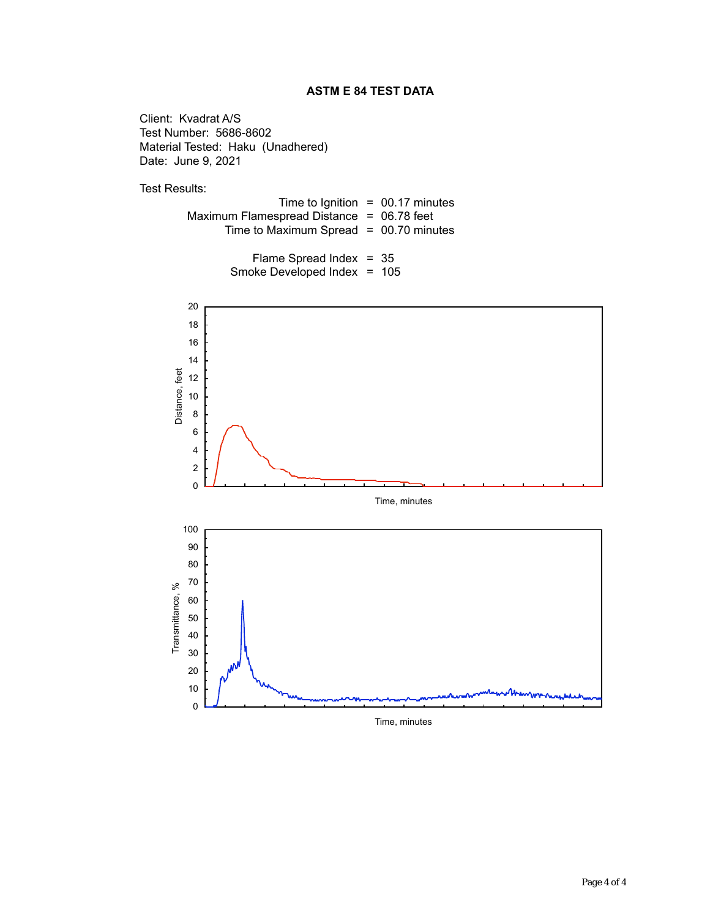# ASTM E 84 TEST DATA

Client: Kvadrat A/S
Test Number: 5686-8602
Material Tested: Haku (Unadhered)
Date: June 9, 2021

Test Results:

Time to Ignition = 00.17 minutes
Maximum Flamespread Distance = 06.78 feet
Time to Maximum Spread = 00.70 minutes

Flame Spread Index = 35
Smoke Developed Index = 105

Distance, feet
20
18
16
14
12
10
8
6
4
2
0
Time, minutes

Transmittance, %
100
90
80
70
60
50
40
30
20
10
0
Time, minutes